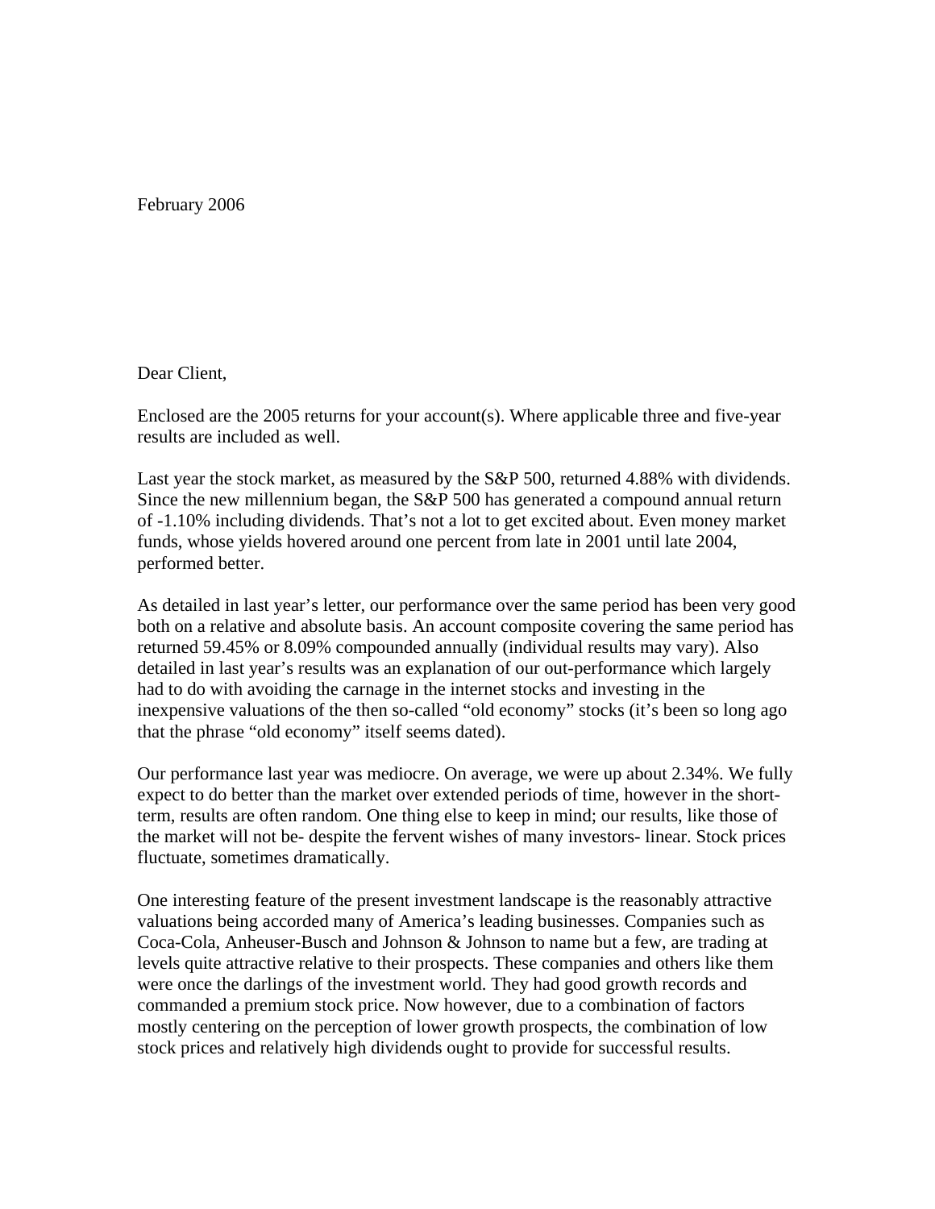February 2006

Dear Client,

Enclosed are the 2005 returns for your account(s). Where applicable three and five-year results are included as well.

Last year the stock market, as measured by the S&P 500, returned 4.88% with dividends. Since the new millennium began, the S&P 500 has generated a compound annual return of -1.10% including dividends. That's not a lot to get excited about. Even money market funds, whose yields hovered around one percent from late in 2001 until late 2004, performed better.

As detailed in last year's letter, our performance over the same period has been very good both on a relative and absolute basis. An account composite covering the same period has returned 59.45% or 8.09% compounded annually (individual results may vary). Also detailed in last year's results was an explanation of our out-performance which largely had to do with avoiding the carnage in the internet stocks and investing in the inexpensive valuations of the then so-called "old economy" stocks (it's been so long ago that the phrase "old economy" itself seems dated).

Our performance last year was mediocre. On average, we were up about 2.34%. We fully expect to do better than the market over extended periods of time, however in the short-term, results are often random. One thing else to keep in mind; our results, like those of the market will not be- despite the fervent wishes of many investors- linear. Stock prices fluctuate, sometimes dramatically.

One interesting feature of the present investment landscape is the reasonably attractive valuations being accorded many of America's leading businesses. Companies such as Coca-Cola, Anheuser-Busch and Johnson & Johnson to name but a few, are trading at levels quite attractive relative to their prospects. These companies and others like them were once the darlings of the investment world. They had good growth records and commanded a premium stock price. Now however, due to a combination of factors mostly centering on the perception of lower growth prospects, the combination of low stock prices and relatively high dividends ought to provide for successful results.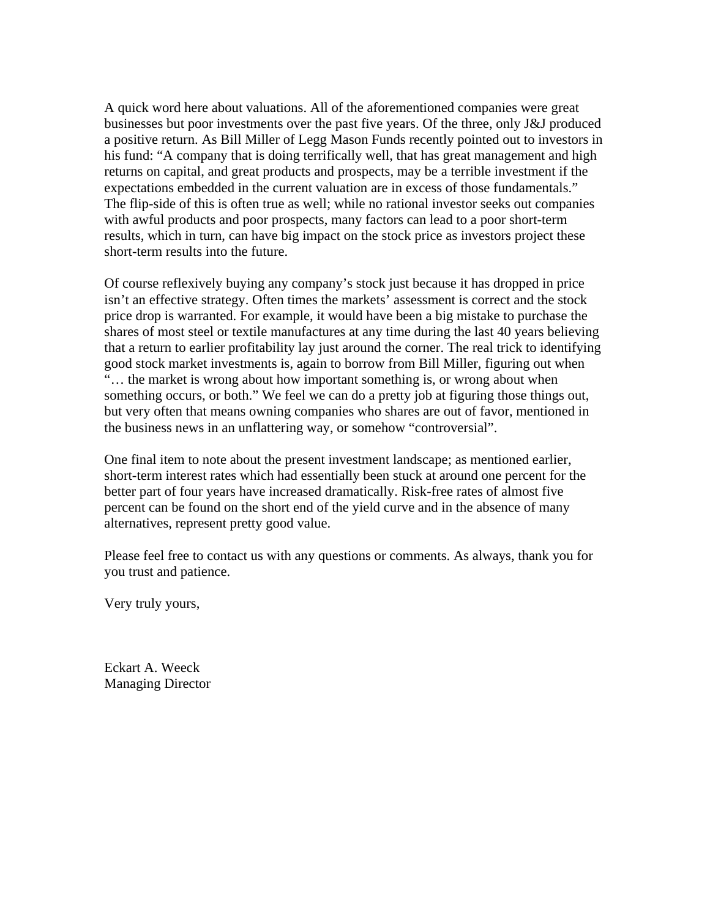A quick word here about valuations. All of the aforementioned companies were great businesses but poor investments over the past five years. Of the three, only J&J produced a positive return. As Bill Miller of Legg Mason Funds recently pointed out to investors in his fund: "A company that is doing terrifically well, that has great management and high returns on capital, and great products and prospects, may be a terrible investment if the expectations embedded in the current valuation are in excess of those fundamentals." The flip-side of this is often true as well; while no rational investor seeks out companies with awful products and poor prospects, many factors can lead to a poor short-term results, which in turn, can have big impact on the stock price as investors project these short-term results into the future.

Of course reflexively buying any company's stock just because it has dropped in price isn't an effective strategy. Often times the markets' assessment is correct and the stock price drop is warranted. For example, it would have been a big mistake to purchase the shares of most steel or textile manufactures at any time during the last 40 years believing that a return to earlier profitability lay just around the corner. The real trick to identifying good stock market investments is, again to borrow from Bill Miller, figuring out when "… the market is wrong about how important something is, or wrong about when something occurs, or both." We feel we can do a pretty job at figuring those things out, but very often that means owning companies who shares are out of favor, mentioned in the business news in an unflattering way, or somehow "controversial".

One final item to note about the present investment landscape; as mentioned earlier, short-term interest rates which had essentially been stuck at around one percent for the better part of four years have increased dramatically. Risk-free rates of almost five percent can be found on the short end of the yield curve and in the absence of many alternatives, represent pretty good value.

Please feel free to contact us with any questions or comments. As always, thank you for you trust and patience.

Very truly yours,

Eckart A. Weeck
Managing Director